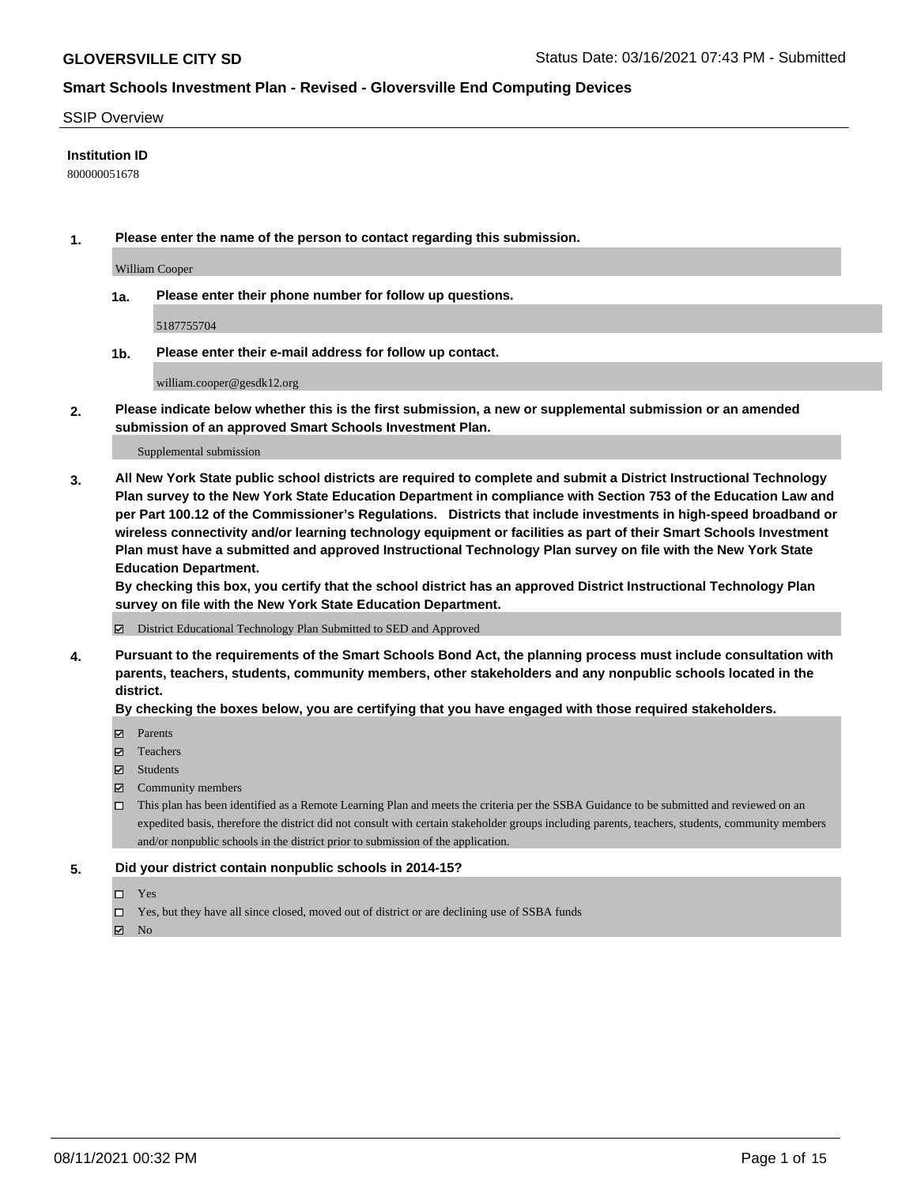**GLOVERSVILLE CITY SD** Status Date: 03/16/2021 07:43 PM - Submitted

## Smart Schools Investment Plan - Revised - Gloversville End Computing Devices

SSIP Overview

**Institution ID**

800000051678

**1. Please enter the name of the person to contact regarding this submission.**

William Cooper

**1a. Please enter their phone number for follow up questions.**

5187755704

**1b. Please enter their e-mail address for follow up contact.**

william.cooper@gesdk12.org

**2. Please indicate below whether this is the first submission, a new or supplemental submission or an amended submission of an approved Smart Schools Investment Plan.**

Supplemental submission

**3. All New York State public school districts are required to complete and submit a District Instructional Technology Plan survey to the New York State Education Department in compliance with Section 753 of the Education Law and per Part 100.12 of the Commissioner's Regulations. Districts that include investments in high-speed broadband or wireless connectivity and/or learning technology equipment or facilities as part of their Smart Schools Investment Plan must have a submitted and approved Instructional Technology Plan survey on file with the New York State Education Department.**
**By checking this box, you certify that the school district has an approved District Instructional Technology Plan survey on file with the New York State Education Department.**

☑ District Educational Technology Plan Submitted to SED and Approved

**4. Pursuant to the requirements of the Smart Schools Bond Act, the planning process must include consultation with parents, teachers, students, community members, other stakeholders and any nonpublic schools located in the district.**
**By checking the boxes below, you are certifying that you have engaged with those required stakeholders.**

☑ Parents
☑ Teachers
☑ Students
☑ Community members
☐ This plan has been identified as a Remote Learning Plan and meets the criteria per the SSBA Guidance to be submitted and reviewed on an expedited basis, therefore the district did not consult with certain stakeholder groups including parents, teachers, students, community members and/or nonpublic schools in the district prior to submission of the application.

**5. Did your district contain nonpublic schools in 2014-15?**

☐ Yes
☐ Yes, but they have all since closed, moved out of district or are declining use of SSBA funds
☑ No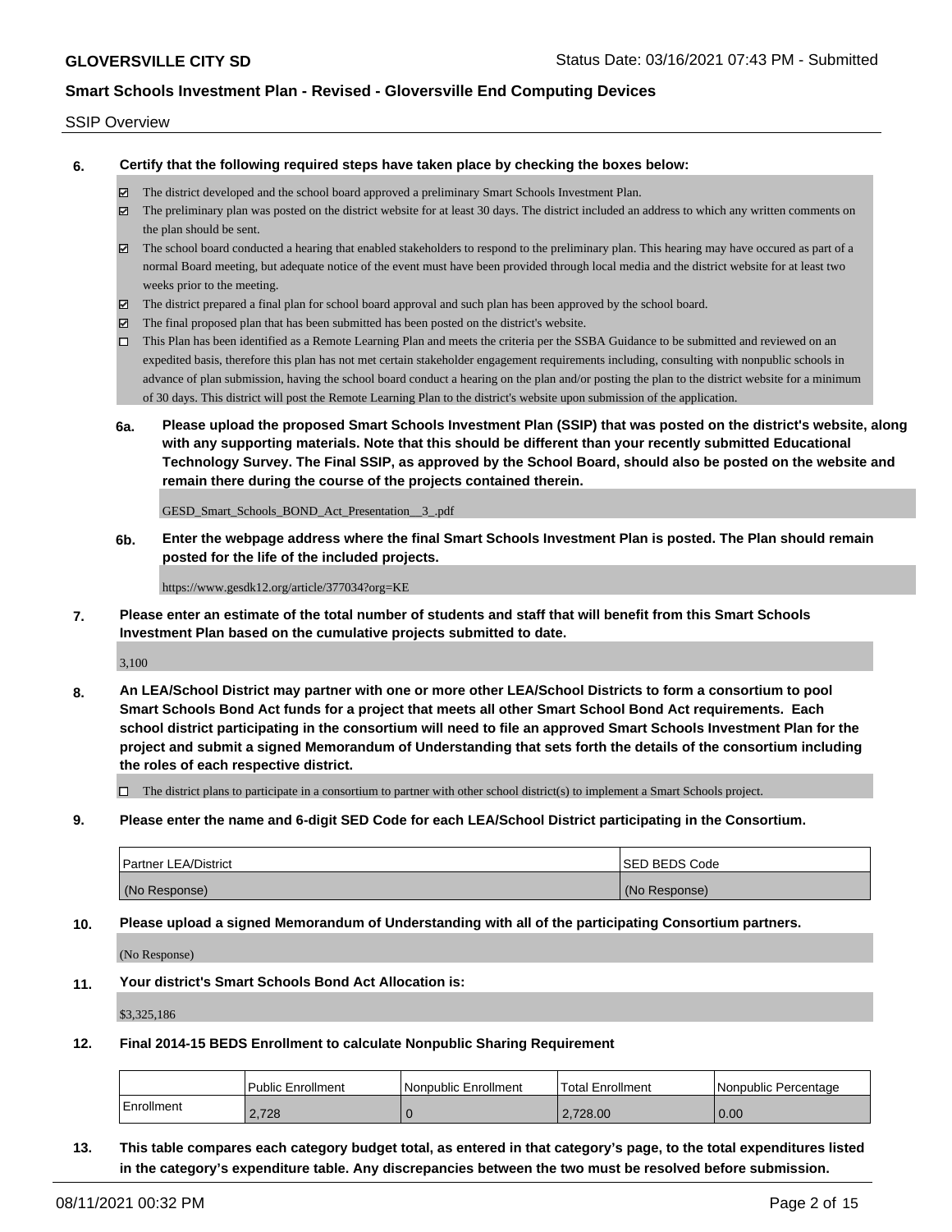SSIP Overview

**6. Certify that the following required steps have taken place by checking the boxes below:**

- ☑ The district developed and the school board approved a preliminary Smart Schools Investment Plan.
- ☑ The preliminary plan was posted on the district website for at least 30 days. The district included an address to which any written comments on the plan should be sent.
- ☑ The school board conducted a hearing that enabled stakeholders to respond to the preliminary plan. This hearing may have occured as part of a normal Board meeting, but adequate notice of the event must have been provided through local media and the district website for at least two weeks prior to the meeting.
- ☑ The district prepared a final plan for school board approval and such plan has been approved by the school board.
- ☑ The final proposed plan that has been submitted has been posted on the district's website.
- ☐ This Plan has been identified as a Remote Learning Plan and meets the criteria per the SSBA Guidance to be submitted and reviewed on an expedited basis, therefore this plan has not met certain stakeholder engagement requirements including, consulting with nonpublic schools in advance of plan submission, having the school board conduct a hearing on the plan and/or posting the plan to the district website for a minimum of 30 days. This district will post the Remote Learning Plan to the district's website upon submission of the application.

**6a. Please upload the proposed Smart Schools Investment Plan (SSIP) that was posted on the district's website, along with any supporting materials. Note that this should be different than your recently submitted Educational Technology Survey. The Final SSIP, as approved by the School Board, should also be posted on the website and remain there during the course of the projects contained therein.**

GESD_Smart_Schools_BOND_Act_Presentation__3_.pdf

**6b. Enter the webpage address where the final Smart Schools Investment Plan is posted. The Plan should remain posted for the life of the included projects.**

https://www.gesdk12.org/article/377034?org=KE

**7. Please enter an estimate of the total number of students and staff that will benefit from this Smart Schools Investment Plan based on the cumulative projects submitted to date.**

3,100

**8. An LEA/School District may partner with one or more other LEA/School Districts to form a consortium to pool Smart Schools Bond Act funds for a project that meets all other Smart School Bond Act requirements. Each school district participating in the consortium will need to file an approved Smart Schools Investment Plan for the project and submit a signed Memorandum of Understanding that sets forth the details of the consortium including the roles of each respective district.**

- ☐ The district plans to participate in a consortium to partner with other school district(s) to implement a Smart Schools project.

**9. Please enter the name and 6-digit SED Code for each LEA/School District participating in the Consortium.**

| Partner LEA/District | SED BEDS Code |
|---|---|
| (No Response) | (No Response) |

**10. Please upload a signed Memorandum of Understanding with all of the participating Consortium partners.**

(No Response)

**11. Your district's Smart Schools Bond Act Allocation is:**

$3,325,186

**12. Final 2014-15 BEDS Enrollment to calculate Nonpublic Sharing Requirement**

| | Public Enrollment | Nonpublic Enrollment | Total Enrollment | Nonpublic Percentage |
|---|---|---|---|---|
| Enrollment | 2,728 | 0 | 2,728.00 | 0.00 |

**13. This table compares each category budget total, as entered in that category's page, to the total expenditures listed in the category's expenditure table. Any discrepancies between the two must be resolved before submission.**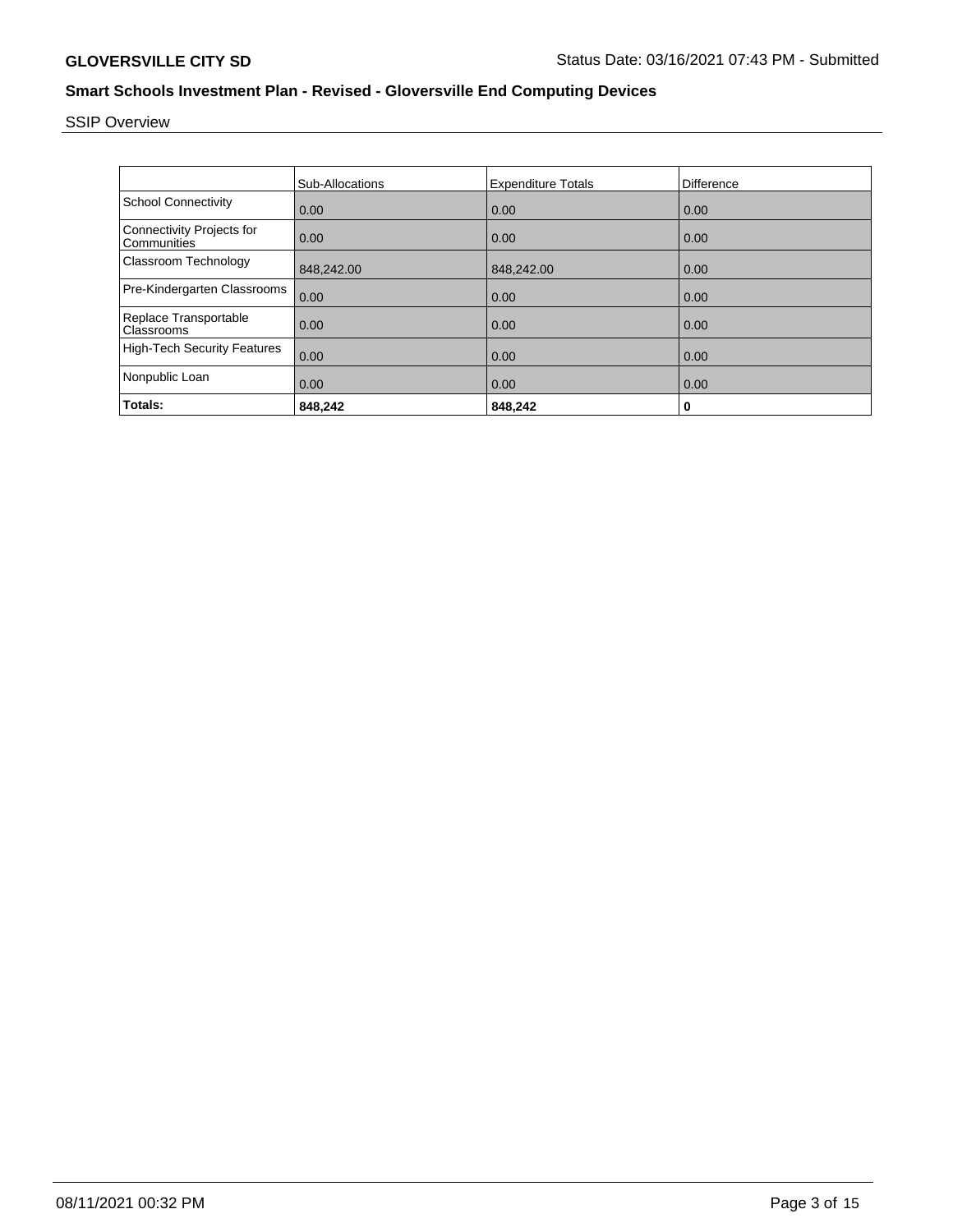## SSIP Overview

| | Sub-Allocations | Expenditure Totals | Difference |
|---|---|---|---|
| School Connectivity | 0.00 | 0.00 | 0.00 |
| Connectivity Projects for Communities | 0.00 | 0.00 | 0.00 |
| Classroom Technology | 848,242.00 | 848,242.00 | 0.00 |
| Pre-Kindergarten Classrooms | 0.00 | 0.00 | 0.00 |
| Replace Transportable Classrooms | 0.00 | 0.00 | 0.00 |
| High-Tech Security Features | 0.00 | 0.00 | 0.00 |
| Nonpublic Loan | 0.00 | 0.00 | 0.00 |
| **Totals:** | **848,242** | **848,242** | **0** |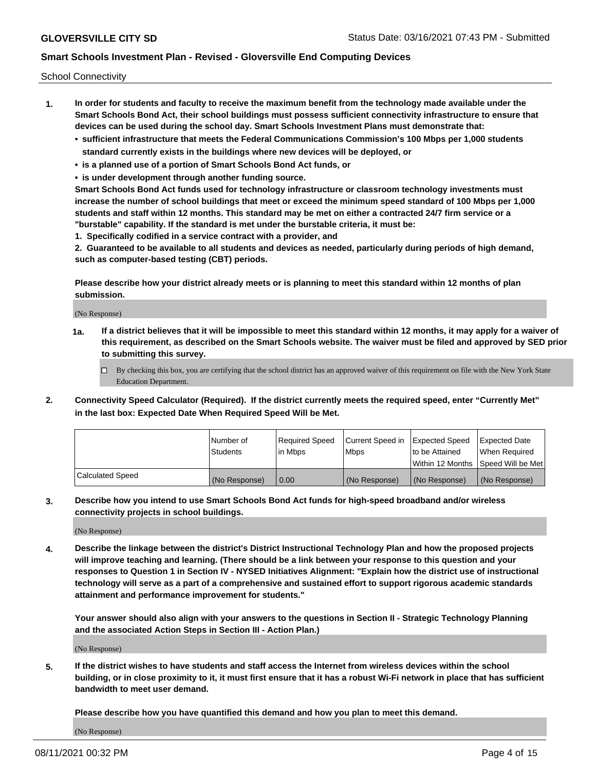School Connectivity

1. **In order for students and faculty to receive the maximum benefit from the technology made available under the Smart Schools Bond Act, their school buildings must possess sufficient connectivity infrastructure to ensure that devices can be used during the school day. Smart Schools Investment Plans must demonstrate that:**
   - **sufficient infrastructure that meets the Federal Communications Commission's 100 Mbps per 1,000 students standard currently exists in the buildings where new devices will be deployed, or**
   - **is a planned use of a portion of Smart Schools Bond Act funds, or**
   - **is under development through another funding source.**

   **Smart Schools Bond Act funds used for technology infrastructure or classroom technology investments must increase the number of school buildings that meet or exceed the minimum speed standard of 100 Mbps per 1,000 students and staff within 12 months. This standard may be met on either a contracted 24/7 firm service or a "burstable" capability. If the standard is met under the burstable criteria, it must be:**

   **1. Specifically codified in a service contract with a provider, and**

   **2. Guaranteed to be available to all students and devices as needed, particularly during periods of high demand, such as computer-based testing (CBT) periods.**

   **Please describe how your district already meets or is planning to meet this standard within 12 months of plan submission.**

   (No Response)

   **1a. If a district believes that it will be impossible to meet this standard within 12 months, it may apply for a waiver of this requirement, as described on the Smart Schools website. The waiver must be filed and approved by SED prior to submitting this survey.**

   ☐ By checking this box, you are certifying that the school district has an approved waiver of this requirement on file with the New York State Education Department.

2. **Connectivity Speed Calculator (Required). If the district currently meets the required speed, enter "Currently Met" in the last box: Expected Date When Required Speed Will be Met.**

| | Number of Students | Required Speed in Mbps | Current Speed in Mbps | Expected Speed to be Attained Within 12 Months | Expected Date When Required Speed Will be Met |
|---|---|---|---|---|---|
| Calculated Speed | (No Response) | 0.00 | (No Response) | (No Response) | (No Response) |

3. **Describe how you intend to use Smart Schools Bond Act funds for high-speed broadband and/or wireless connectivity projects in school buildings.**

   (No Response)

4. **Describe the linkage between the district's District Instructional Technology Plan and how the proposed projects will improve teaching and learning. (There should be a link between your response to this question and your responses to Question 1 in Section IV - NYSED Initiatives Alignment: "Explain how the district use of instructional technology will serve as a part of a comprehensive and sustained effort to support rigorous academic standards attainment and performance improvement for students."**

   **Your answer should also align with your answers to the questions in Section II - Strategic Technology Planning and the associated Action Steps in Section III - Action Plan.)**

   (No Response)

5. **If the district wishes to have students and staff access the Internet from wireless devices within the school building, or in close proximity to it, it must first ensure that it has a robust Wi-Fi network in place that has sufficient bandwidth to meet user demand.**

   **Please describe how you have quantified this demand and how you plan to meet this demand.**

   (No Response)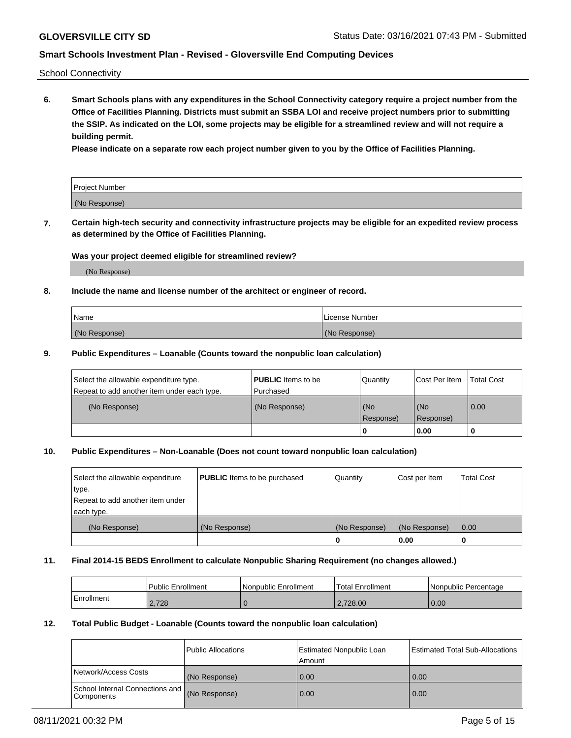School Connectivity

**6. Smart Schools plans with any expenditures in the School Connectivity category require a project number from the Office of Facilities Planning. Districts must submit an SSBA LOI and receive project numbers prior to submitting the SSIP. As indicated on the LOI, some projects may be eligible for a streamlined review and will not require a building permit.**

**Please indicate on a separate row each project number given to you by the Office of Facilities Planning.**

| Project Number |
|---|
| (No Response) |

**7. Certain high-tech security and connectivity infrastructure projects may be eligible for an expedited review process as determined by the Office of Facilities Planning.**

**Was your project deemed eligible for streamlined review?**

(No Response)

**8. Include the name and license number of the architect or engineer of record.**

| Name | License Number |
|---|---|
| (No Response) | (No Response) |

**9. Public Expenditures – Loanable (Counts toward the nonpublic loan calculation)**

| Select the allowable expenditure type. Repeat to add another item under each type. | **PUBLIC** Items to be Purchased | Quantity | Cost Per Item | Total Cost |
|---|---|---|---|---|
| (No Response) | (No Response) | (No Response) | (No Response) | 0.00 |
| | | 0 | 0.00 | 0 |

**10. Public Expenditures – Non-Loanable (Does not count toward nonpublic loan calculation)**

| Select the allowable expenditure type. Repeat to add another item under each type. | **PUBLIC** Items to be purchased | Quantity | Cost per Item | Total Cost |
|---|---|---|---|---|
| (No Response) | (No Response) | (No Response) | (No Response) | 0.00 |
| | | 0 | 0.00 | 0 |

**11. Final 2014-15 BEDS Enrollment to calculate Nonpublic Sharing Requirement (no changes allowed.)**

| | Public Enrollment | Nonpublic Enrollment | Total Enrollment | Nonpublic Percentage |
|---|---|---|---|---|
| Enrollment | 2,728 | 0 | 2,728.00 | 0.00 |

**12. Total Public Budget - Loanable (Counts toward the nonpublic loan calculation)**

| | Public Allocations | Estimated Nonpublic Loan Amount | Estimated Total Sub-Allocations |
|---|---|---|---|
| Network/Access Costs | (No Response) | 0.00 | 0.00 |
| School Internal Connections and Components | (No Response) | 0.00 | 0.00 |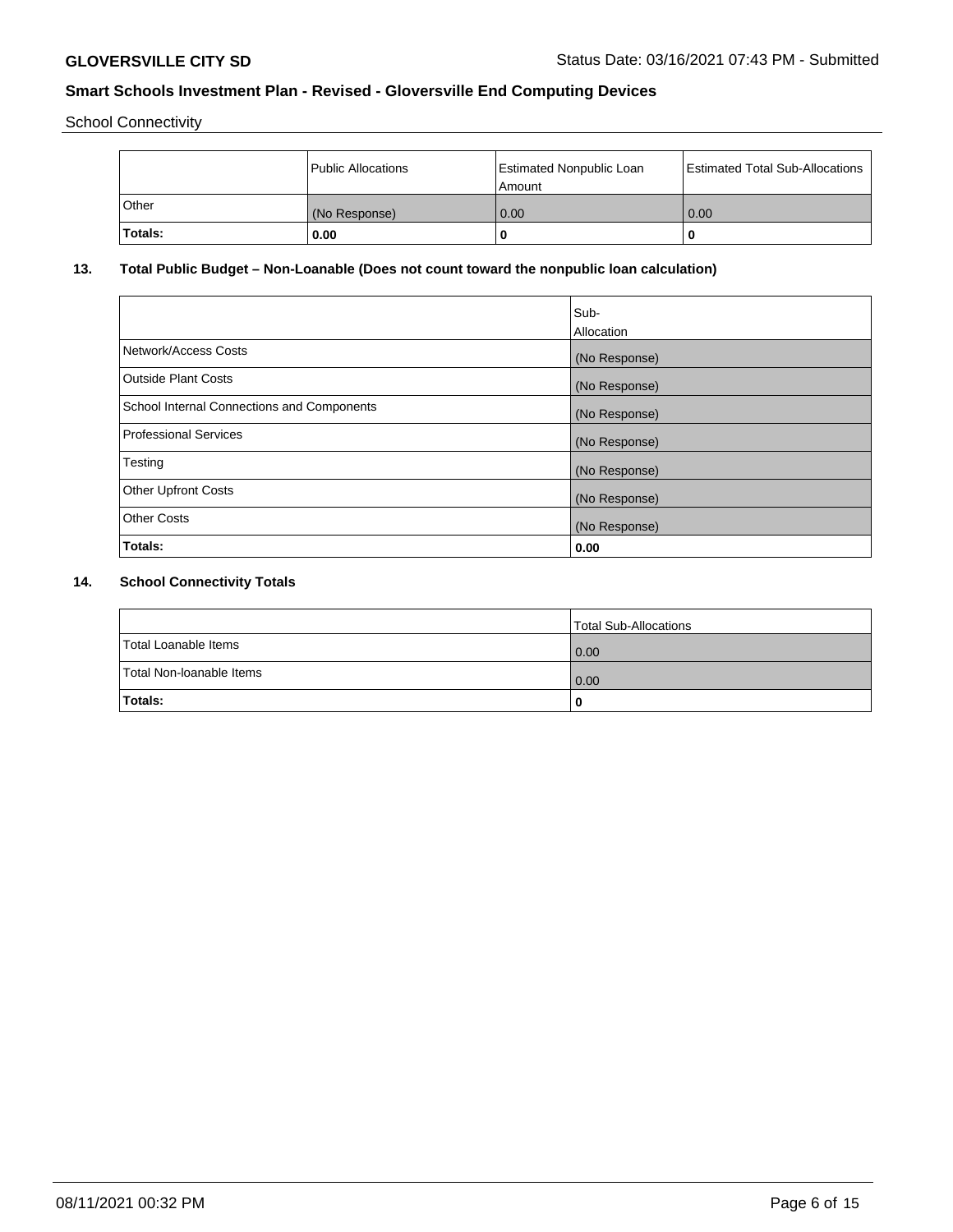School Connectivity

| | Public Allocations | Estimated Nonpublic Loan Amount | Estimated Total Sub-Allocations |
|---|---|---|---|
| Other | (No Response) | 0.00 | 0.00 |
| **Totals:** | **0.00** | **0** | **0** |

## 13. Total Public Budget – Non-Loanable (Does not count toward the nonpublic loan calculation)

| | Sub-Allocation |
|---|---|
| Network/Access Costs | (No Response) |
| Outside Plant Costs | (No Response) |
| School Internal Connections and Components | (No Response) |
| Professional Services | (No Response) |
| Testing | (No Response) |
| Other Upfront Costs | (No Response) |
| Other Costs | (No Response) |
| **Totals:** | **0.00** |

## 14. School Connectivity Totals

| | Total Sub-Allocations |
|---|---|
| Total Loanable Items | 0.00 |
| Total Non-loanable Items | 0.00 |
| **Totals:** | **0** |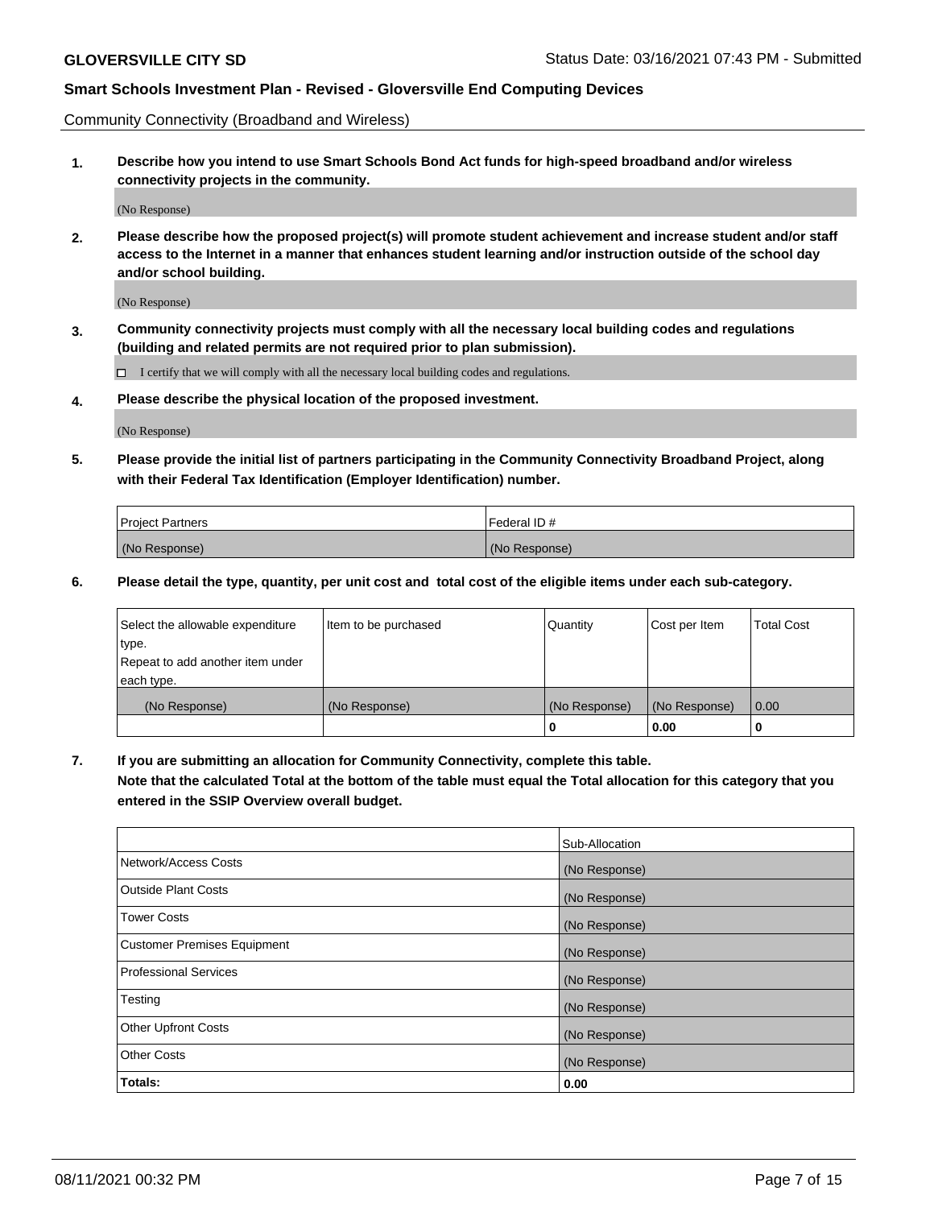Community Connectivity (Broadband and Wireless)

**1. Describe how you intend to use Smart Schools Bond Act funds for high-speed broadband and/or wireless connectivity projects in the community.**

(No Response)

**2. Please describe how the proposed project(s) will promote student achievement and increase student and/or staff access to the Internet in a manner that enhances student learning and/or instruction outside of the school day and/or school building.**

(No Response)

**3. Community connectivity projects must comply with all the necessary local building codes and regulations (building and related permits are not required prior to plan submission).**

☐ I certify that we will comply with all the necessary local building codes and regulations.

**4. Please describe the physical location of the proposed investment.**

(No Response)

**5. Please provide the initial list of partners participating in the Community Connectivity Broadband Project, along with their Federal Tax Identification (Employer Identification) number.**

| Project Partners | Federal ID # |
|---|---|
| (No Response) | (No Response) |

**6. Please detail the type, quantity, per unit cost and total cost of the eligible items under each sub-category.**

| Select the allowable expenditure type. Repeat to add another item under each type. | Item to be purchased | Quantity | Cost per Item | Total Cost |
|---|---|---|---|---|
| (No Response) | (No Response) | (No Response) | (No Response) | 0.00 |
| | | **0** | **0.00** | **0** |

**7. If you are submitting an allocation for Community Connectivity, complete this table. Note that the calculated Total at the bottom of the table must equal the Total allocation for this category that you entered in the SSIP Overview overall budget.**

| | Sub-Allocation |
|---|---|
| Network/Access Costs | (No Response) |
| Outside Plant Costs | (No Response) |
| Tower Costs | (No Response) |
| Customer Premises Equipment | (No Response) |
| Professional Services | (No Response) |
| Testing | (No Response) |
| Other Upfront Costs | (No Response) |
| Other Costs | (No Response) |
| **Totals:** | **0.00** |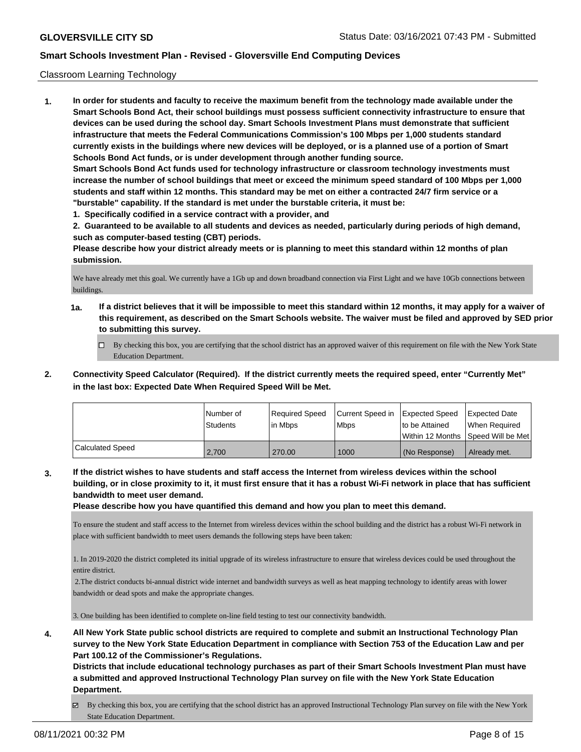Classroom Learning Technology

**1. In order for students and faculty to receive the maximum benefit from the technology made available under the Smart Schools Bond Act, their school buildings must possess sufficient connectivity infrastructure to ensure that devices can be used during the school day. Smart Schools Investment Plans must demonstrate that sufficient infrastructure that meets the Federal Communications Commission's 100 Mbps per 1,000 students standard currently exists in the buildings where new devices will be deployed, or is a planned use of a portion of Smart Schools Bond Act funds, or is under development through another funding source.**

**Smart Schools Bond Act funds used for technology infrastructure or classroom technology investments must increase the number of school buildings that meet or exceed the minimum speed standard of 100 Mbps per 1,000 students and staff within 12 months. This standard may be met on either a contracted 24/7 firm service or a "burstable" capability. If the standard is met under the burstable criteria, it must be:**

**1. Specifically codified in a service contract with a provider, and**

**2. Guaranteed to be available to all students and devices as needed, particularly during periods of high demand, such as computer-based testing (CBT) periods.**

**Please describe how your district already meets or is planning to meet this standard within 12 months of plan submission.**

We have already met this goal. We currently have a 1Gb up and down broadband connection via First Light and we have 10Gb connections between buildings.

**1a. If a district believes that it will be impossible to meet this standard within 12 months, it may apply for a waiver of this requirement, as described on the Smart Schools website. The waiver must be filed and approved by SED prior to submitting this survey.**

☐ By checking this box, you are certifying that the school district has an approved waiver of this requirement on file with the New York State Education Department.

**2. Connectivity Speed Calculator (Required). If the district currently meets the required speed, enter "Currently Met" in the last box: Expected Date When Required Speed Will be Met.**

| | Number of Students | Required Speed in Mbps | Current Speed in Mbps | Expected Speed to be Attained Within 12 Months | Expected Date When Required Speed Will be Met |
|---|---|---|---|---|---|
| Calculated Speed | 2,700 | 270.00 | 1000 | (No Response) | Already met. |

**3. If the district wishes to have students and staff access the Internet from wireless devices within the school building, or in close proximity to it, it must first ensure that it has a robust Wi-Fi network in place that has sufficient bandwidth to meet user demand.**

**Please describe how you have quantified this demand and how you plan to meet this demand.**

To ensure the student and staff access to the Internet from wireless devices within the school building and the district has a robust Wi-Fi network in place with sufficient bandwidth to meet users demands the following steps have been taken:

1. In 2019-2020 the district completed its initial upgrade of its wireless infrastructure to ensure that wireless devices could be used throughout the entire district.

2.The district conducts bi-annual district wide internet and bandwidth surveys as well as heat mapping technology to identify areas with lower bandwidth or dead spots and make the appropriate changes.

3. One building has been identified to complete on-line field testing to test our connectivity bandwidth.

**4. All New York State public school districts are required to complete and submit an Instructional Technology Plan survey to the New York State Education Department in compliance with Section 753 of the Education Law and per Part 100.12 of the Commissioner's Regulations.**

**Districts that include educational technology purchases as part of their Smart Schools Investment Plan must have a submitted and approved Instructional Technology Plan survey on file with the New York State Education Department.**

☑ By checking this box, you are certifying that the school district has an approved Instructional Technology Plan survey on file with the New York State Education Department.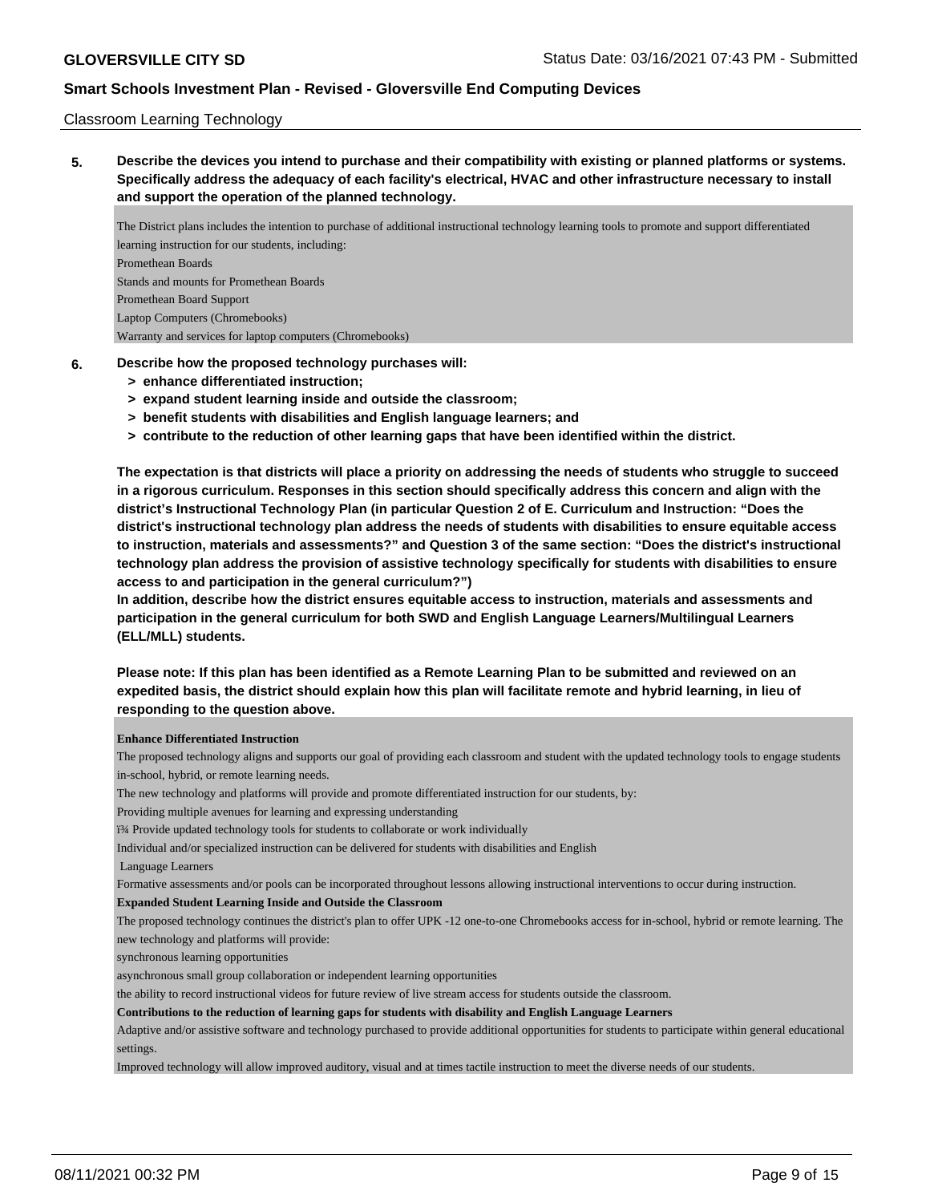Classroom Learning Technology

**5. Describe the devices you intend to purchase and their compatibility with existing or planned platforms or systems. Specifically address the adequacy of each facility's electrical, HVAC and other infrastructure necessary to install and support the operation of the planned technology.**

The District plans includes the intention to purchase of additional instructional technology learning tools to promote and support differentiated learning instruction for our students, including:
Promethean Boards
Stands and mounts for Promethean Boards
Promethean Board Support
Laptop Computers (Chromebooks)
Warranty and services for laptop computers (Chromebooks)

**6. Describe how the proposed technology purchases will:**
- **> enhance differentiated instruction;**
- **> expand student learning inside and outside the classroom;**
- **> benefit students with disabilities and English language learners; and**
- **> contribute to the reduction of other learning gaps that have been identified within the district.**

**The expectation is that districts will place a priority on addressing the needs of students who struggle to succeed in a rigorous curriculum. Responses in this section should specifically address this concern and align with the district's Instructional Technology Plan (in particular Question 2 of E. Curriculum and Instruction: "Does the district's instructional technology plan address the needs of students with disabilities to ensure equitable access to instruction, materials and assessments?" and Question 3 of the same section: "Does the district's instructional technology plan address the provision of assistive technology specifically for students with disabilities to ensure access to and participation in the general curriculum?")**
**In addition, describe how the district ensures equitable access to instruction, materials and assessments and participation in the general curriculum for both SWD and English Language Learners/Multilingual Learners (ELL/MLL) students.**

**Please note: If this plan has been identified as a Remote Learning Plan to be submitted and reviewed on an expedited basis, the district should explain how this plan will facilitate remote and hybrid learning, in lieu of responding to the question above.**

**Enhance Differentiated Instruction**
The proposed technology aligns and supports our goal of providing each classroom and student with the updated technology tools to engage students in-school, hybrid, or remote learning needs.
The new technology and platforms will provide and promote differentiated instruction for our students, by:
Providing multiple avenues for learning and expressing understanding
ï¾ Provide updated technology tools for students to collaborate or work individually
Individual and/or specialized instruction can be delivered for students with disabilities and English
Language Learners
Formative assessments and/or pools can be incorporated throughout lessons allowing instructional interventions to occur during instruction.
**Expanded Student Learning Inside and Outside the Classroom**
The proposed technology continues the district's plan to offer UPK -12 one-to-one Chromebooks access for in-school, hybrid or remote learning. The new technology and platforms will provide:
synchronous learning opportunities
asynchronous small group collaboration or independent learning opportunities
the ability to record instructional videos for future review of live stream access for students outside the classroom.
**Contributions to the reduction of learning gaps for students with disability and English Language Learners**
Adaptive and/or assistive software and technology purchased to provide additional opportunities for students to participate within general educational settings.
Improved technology will allow improved auditory, visual and at times tactile instruction to meet the diverse needs of our students.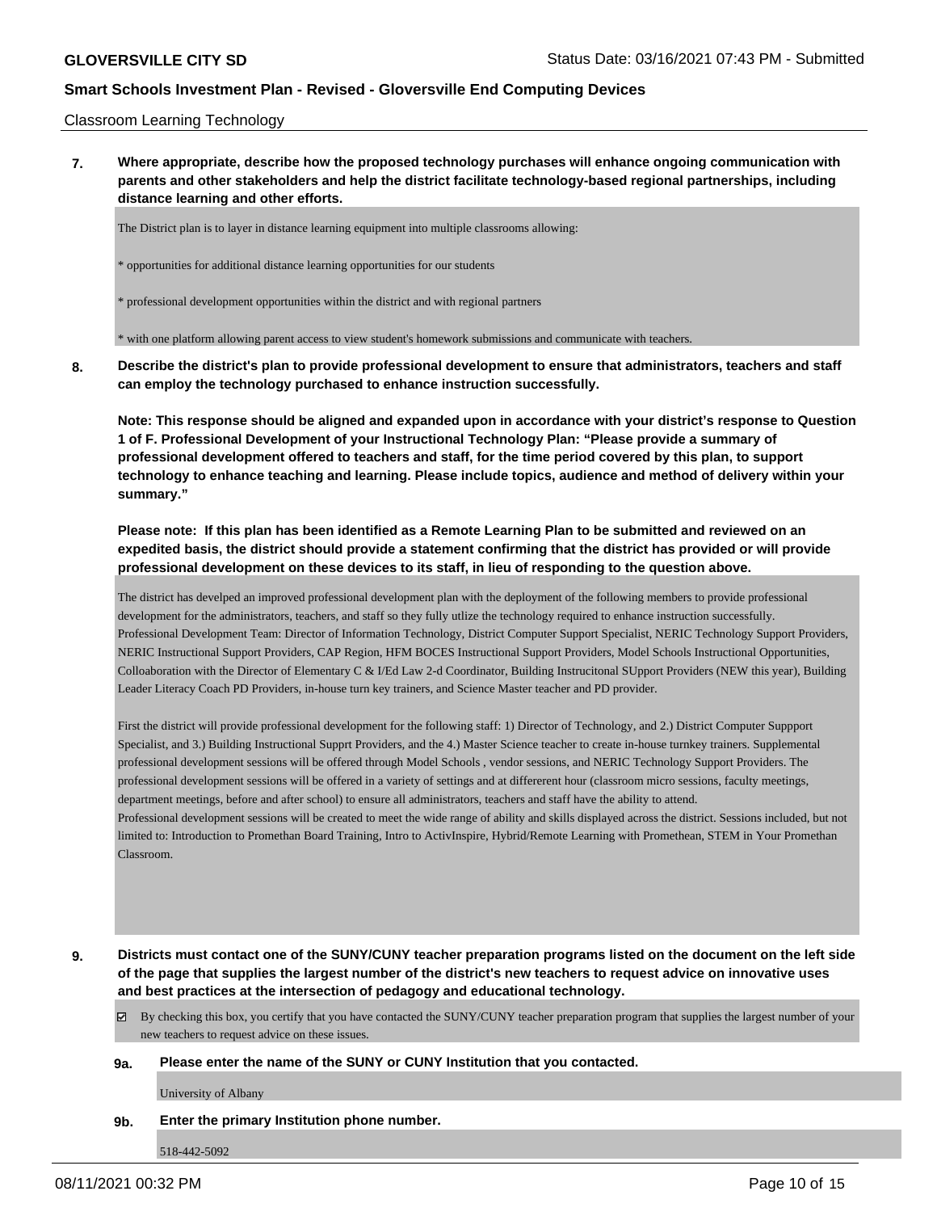Classroom Learning Technology

**7. Where appropriate, describe how the proposed technology purchases will enhance ongoing communication with parents and other stakeholders and help the district facilitate technology-based regional partnerships, including distance learning and other efforts.**

The District plan is to layer in distance learning equipment into multiple classrooms allowing:

* opportunities for additional distance learning opportunities for our students

* professional development opportunities within the district and with regional partners

* with one platform allowing parent access to view student's homework submissions and communicate with teachers.

**8. Describe the district's plan to provide professional development to ensure that administrators, teachers and staff can employ the technology purchased to enhance instruction successfully.**

**Note: This response should be aligned and expanded upon in accordance with your district's response to Question 1 of F. Professional Development of your Instructional Technology Plan: "Please provide a summary of professional development offered to teachers and staff, for the time period covered by this plan, to support technology to enhance teaching and learning. Please include topics, audience and method of delivery within your summary."**

**Please note: If this plan has been identified as a Remote Learning Plan to be submitted and reviewed on an expedited basis, the district should provide a statement confirming that the district has provided or will provide professional development on these devices to its staff, in lieu of responding to the question above.**

The district has develped an improved professional development plan with the deployment of the following members to provide professional development for the administrators, teachers, and staff so they fully utlize the technology required to enhance instruction successfully.
Professional Development Team: Director of Information Technology, District Computer Support Specialist, NERIC Technology Support Providers, NERIC Instructional Support Providers, CAP Region, HFM BOCES Instructional Support Providers, Model Schools Instructional Opportunities, Colloaboration with the Director of Elementary C & I/Ed Law 2-d Coordinator, Building Instrucitonal SUpport Providers (NEW this year), Building Leader Literacy Coach PD Providers, in-house turn key trainers, and Science Master teacher and PD provider.

First the district will provide professional development for the following staff: 1) Director of Technology, and 2.) District Computer Suppport Specialist, and 3.) Building Instructional Supprt Providers, and the 4.) Master Science teacher to create in-house turnkey trainers. Supplemental professional development sessions will be offered through Model Schools , vendor sessions, and NERIC Technology Support Providers. The professional development sessions will be offered in a variety of settings and at differerent hour (classroom micro sessions, faculty meetings, department meetings, before and after school) to ensure all administrators, teachers and staff have the ability to attend.
Professional development sessions will be created to meet the wide range of ability and skills displayed across the district. Sessions included, but not limited to: Introduction to Promethan Board Training, Intro to ActivInspire, Hybrid/Remote Learning with Promethean, STEM in Your Promethan Classroom.

**9. Districts must contact one of the SUNY/CUNY teacher preparation programs listed on the document on the left side of the page that supplies the largest number of the district's new teachers to request advice on innovative uses and best practices at the intersection of pedagogy and educational technology.**

☑ By checking this box, you certify that you have contacted the SUNY/CUNY teacher preparation program that supplies the largest number of your new teachers to request advice on these issues.

**9a. Please enter the name of the SUNY or CUNY Institution that you contacted.**

University of Albany

**9b. Enter the primary Institution phone number.**

518-442-5092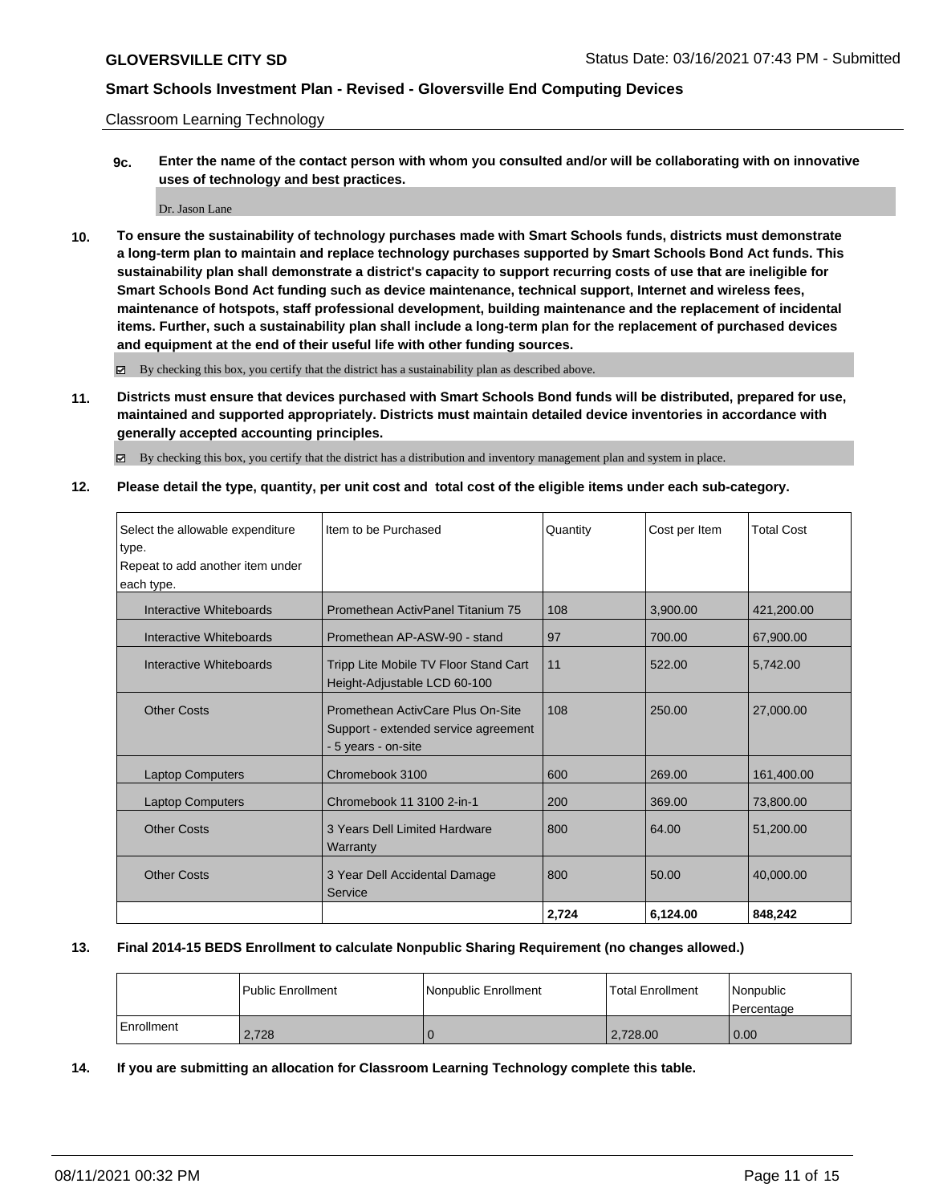Classroom Learning Technology

**9c. Enter the name of the contact person with whom you consulted and/or will be collaborating with on innovative uses of technology and best practices.**

Dr. Jason Lane

**10. To ensure the sustainability of technology purchases made with Smart Schools funds, districts must demonstrate a long-term plan to maintain and replace technology purchases supported by Smart Schools Bond Act funds. This sustainability plan shall demonstrate a district's capacity to support recurring costs of use that are ineligible for Smart Schools Bond Act funding such as device maintenance, technical support, Internet and wireless fees, maintenance of hotspots, staff professional development, building maintenance and the replacement of incidental items. Further, such a sustainability plan shall include a long-term plan for the replacement of purchased devices and equipment at the end of their useful life with other funding sources.**

☑ By checking this box, you certify that the district has a sustainability plan as described above.

**11. Districts must ensure that devices purchased with Smart Schools Bond funds will be distributed, prepared for use, maintained and supported appropriately. Districts must maintain detailed device inventories in accordance with generally accepted accounting principles.**

☑ By checking this box, you certify that the district has a distribution and inventory management plan and system in place.

**12. Please detail the type, quantity, per unit cost and total cost of the eligible items under each sub-category.**

| Select the allowable expenditure type. Repeat to add another item under each type. | Item to be Purchased | Quantity | Cost per Item | Total Cost |
|---|---|---|---|---|
| Interactive Whiteboards | Promethean ActivPanel Titanium 75 | 108 | 3,900.00 | 421,200.00 |
| Interactive Whiteboards | Promethean AP-ASW-90 - stand | 97 | 700.00 | 67,900.00 |
| Interactive Whiteboards | Tripp Lite Mobile TV Floor Stand Cart Height-Adjustable LCD 60-100 | 11 | 522.00 | 5,742.00 |
| Other Costs | Promethean ActivCare Plus On-Site Support - extended service agreement - 5 years - on-site | 108 | 250.00 | 27,000.00 |
| Laptop Computers | Chromebook 3100 | 600 | 269.00 | 161,400.00 |
| Laptop Computers | Chromebook 11 3100 2-in-1 | 200 | 369.00 | 73,800.00 |
| Other Costs | 3 Years Dell Limited Hardware Warranty | 800 | 64.00 | 51,200.00 |
| Other Costs | 3 Year Dell Accidental Damage Service | 800 | 50.00 | 40,000.00 |
| | | **2,724** | **6,124.00** | **848,242** |

**13. Final 2014-15 BEDS Enrollment to calculate Nonpublic Sharing Requirement (no changes allowed.)**

| | Public Enrollment | Nonpublic Enrollment | Total Enrollment | Nonpublic Percentage |
|---|---|---|---|---|
| Enrollment | 2,728 | 0 | 2,728.00 | 0.00 |

**14. If you are submitting an allocation for Classroom Learning Technology complete this table.**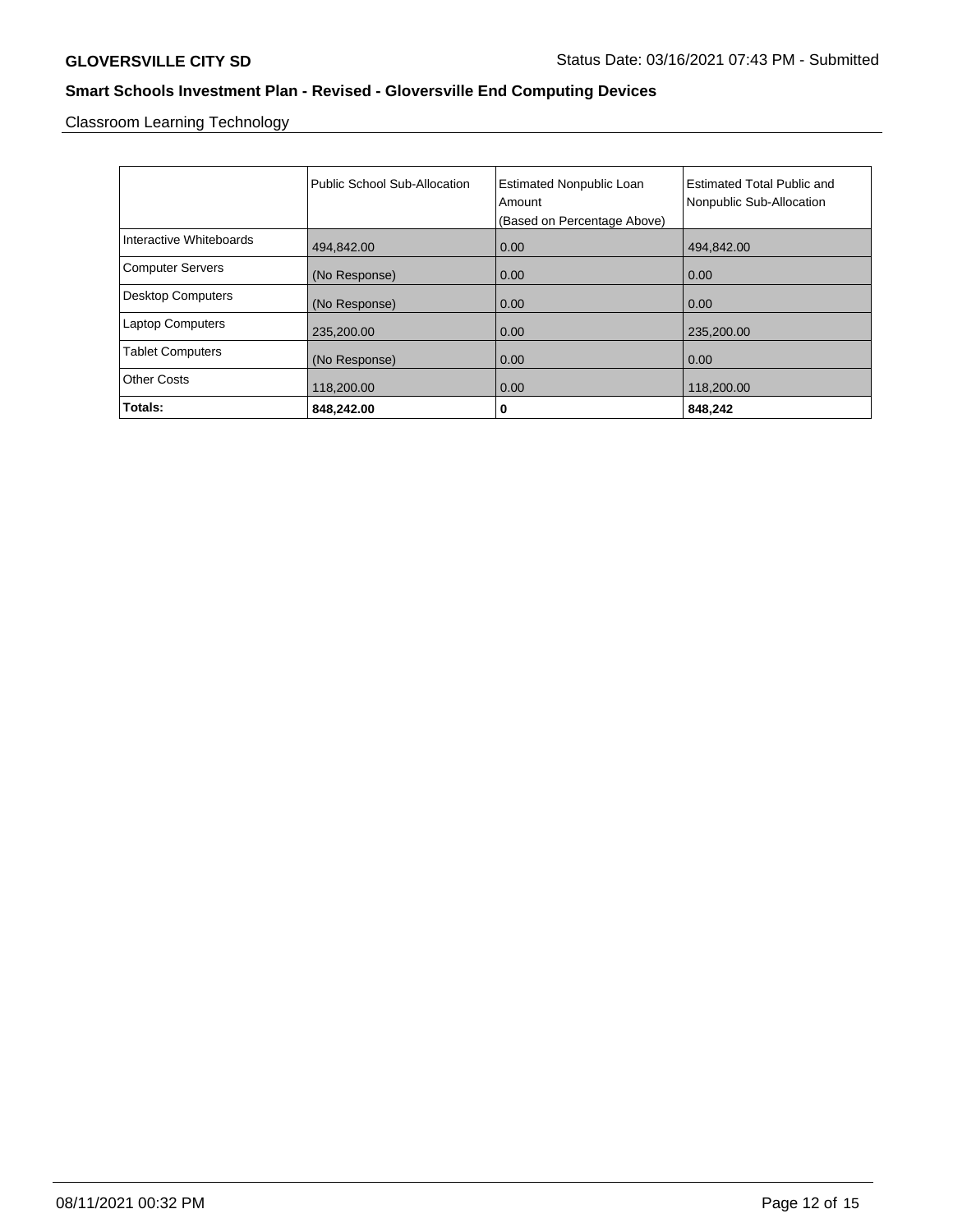**GLOVERSVILLE CITY SD** Status Date: 03/16/2021 07:43 PM - Submitted

## Smart Schools Investment Plan - Revised - Gloversville End Computing Devices

Classroom Learning Technology

| | Public School Sub-Allocation | Estimated Nonpublic Loan Amount (Based on Percentage Above) | Estimated Total Public and Nonpublic Sub-Allocation |
|---|---|---|---|
| Interactive Whiteboards | 494,842.00 | 0.00 | 494,842.00 |
| Computer Servers | (No Response) | 0.00 | 0.00 |
| Desktop Computers | (No Response) | 0.00 | 0.00 |
| Laptop Computers | 235,200.00 | 0.00 | 235,200.00 |
| Tablet Computers | (No Response) | 0.00 | 0.00 |
| Other Costs | 118,200.00 | 0.00 | 118,200.00 |
| **Totals:** | **848,242.00** | **0** | **848,242** |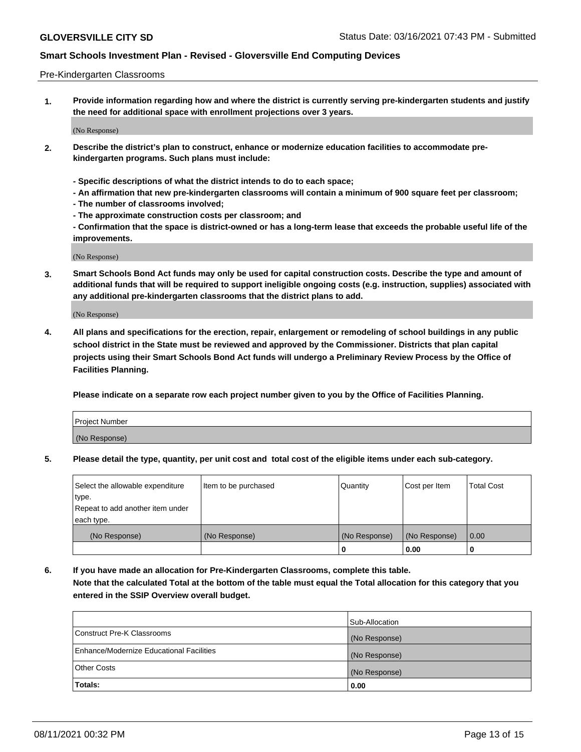Pre-Kindergarten Classrooms

**1. Provide information regarding how and where the district is currently serving pre-kindergarten students and justify the need for additional space with enrollment projections over 3 years.**

(No Response)

**2. Describe the district's plan to construct, enhance or modernize education facilities to accommodate pre-kindergarten programs. Such plans must include:**

**- Specific descriptions of what the district intends to do to each space;**
**- An affirmation that new pre-kindergarten classrooms will contain a minimum of 900 square feet per classroom;**
**- The number of classrooms involved;**
**- The approximate construction costs per classroom; and**
**- Confirmation that the space is district-owned or has a long-term lease that exceeds the probable useful life of the improvements.**

(No Response)

**3. Smart Schools Bond Act funds may only be used for capital construction costs. Describe the type and amount of additional funds that will be required to support ineligible ongoing costs (e.g. instruction, supplies) associated with any additional pre-kindergarten classrooms that the district plans to add.**

(No Response)

**4. All plans and specifications for the erection, repair, enlargement or remodeling of school buildings in any public school district in the State must be reviewed and approved by the Commissioner. Districts that plan capital projects using their Smart Schools Bond Act funds will undergo a Preliminary Review Process by the Office of Facilities Planning.**

**Please indicate on a separate row each project number given to you by the Office of Facilities Planning.**

| Project Number |
|---|
| (No Response) |

**5. Please detail the type, quantity, per unit cost and total cost of the eligible items under each sub-category.**

| Select the allowable expenditure type. Repeat to add another item under each type. | Item to be purchased | Quantity | Cost per Item | Total Cost |
|---|---|---|---|---|
| (No Response) | (No Response) | (No Response) | (No Response) | 0.00 |
| | | 0 | 0.00 | 0 |

**6. If you have made an allocation for Pre-Kindergarten Classrooms, complete this table. Note that the calculated Total at the bottom of the table must equal the Total allocation for this category that you entered in the SSIP Overview overall budget.**

| | Sub-Allocation |
|---|---|
| Construct Pre-K Classrooms | (No Response) |
| Enhance/Modernize Educational Facilities | (No Response) |
| Other Costs | (No Response) |
| **Totals:** | **0.00** |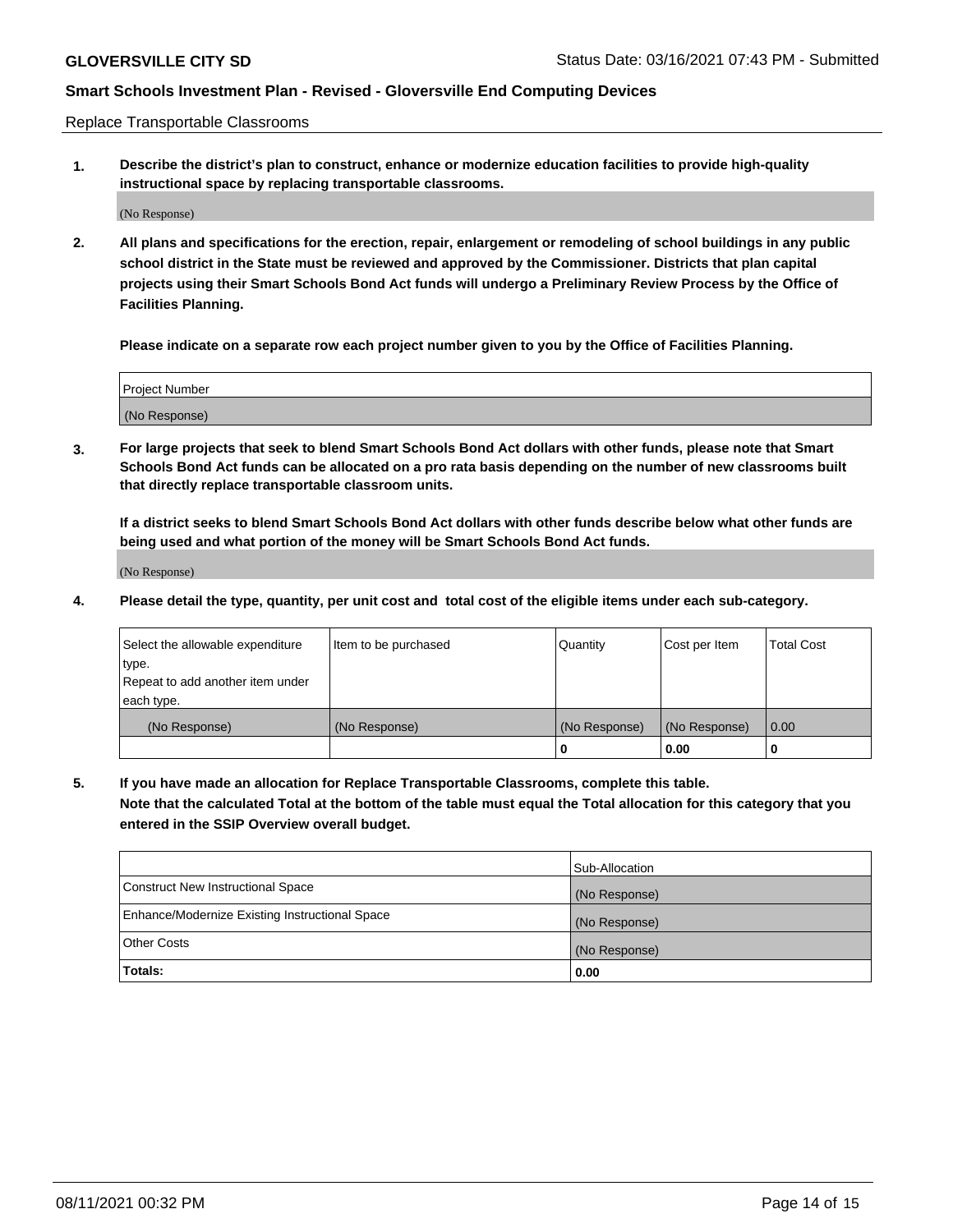Replace Transportable Classrooms

1. **Describe the district's plan to construct, enhance or modernize education facilities to provide high-quality instructional space by replacing transportable classrooms.**

(No Response)

2. **All plans and specifications for the erection, repair, enlargement or remodeling of school buildings in any public school district in the State must be reviewed and approved by the Commissioner. Districts that plan capital projects using their Smart Schools Bond Act funds will undergo a Preliminary Review Process by the Office of Facilities Planning.**

**Please indicate on a separate row each project number given to you by the Office of Facilities Planning.**

| Project Number |
|---|
| (No Response) |

3. **For large projects that seek to blend Smart Schools Bond Act dollars with other funds, please note that Smart Schools Bond Act funds can be allocated on a pro rata basis depending on the number of new classrooms built that directly replace transportable classroom units.**

**If a district seeks to blend Smart Schools Bond Act dollars with other funds describe below what other funds are being used and what portion of the money will be Smart Schools Bond Act funds.**

(No Response)

4. **Please detail the type, quantity, per unit cost and total cost of the eligible items under each sub-category.**

| Select the allowable expenditure type. Repeat to add another item under each type. | Item to be purchased | Quantity | Cost per Item | Total Cost |
|---|---|---|---|---|
| (No Response) | (No Response) | (No Response) | (No Response) | 0.00 |
| | | 0 | 0.00 | 0 |

5. **If you have made an allocation for Replace Transportable Classrooms, complete this table. Note that the calculated Total at the bottom of the table must equal the Total allocation for this category that you entered in the SSIP Overview overall budget.**

| | Sub-Allocation |
|---|---|
| Construct New Instructional Space | (No Response) |
| Enhance/Modernize Existing Instructional Space | (No Response) |
| Other Costs | (No Response) |
| **Totals:** | **0.00** |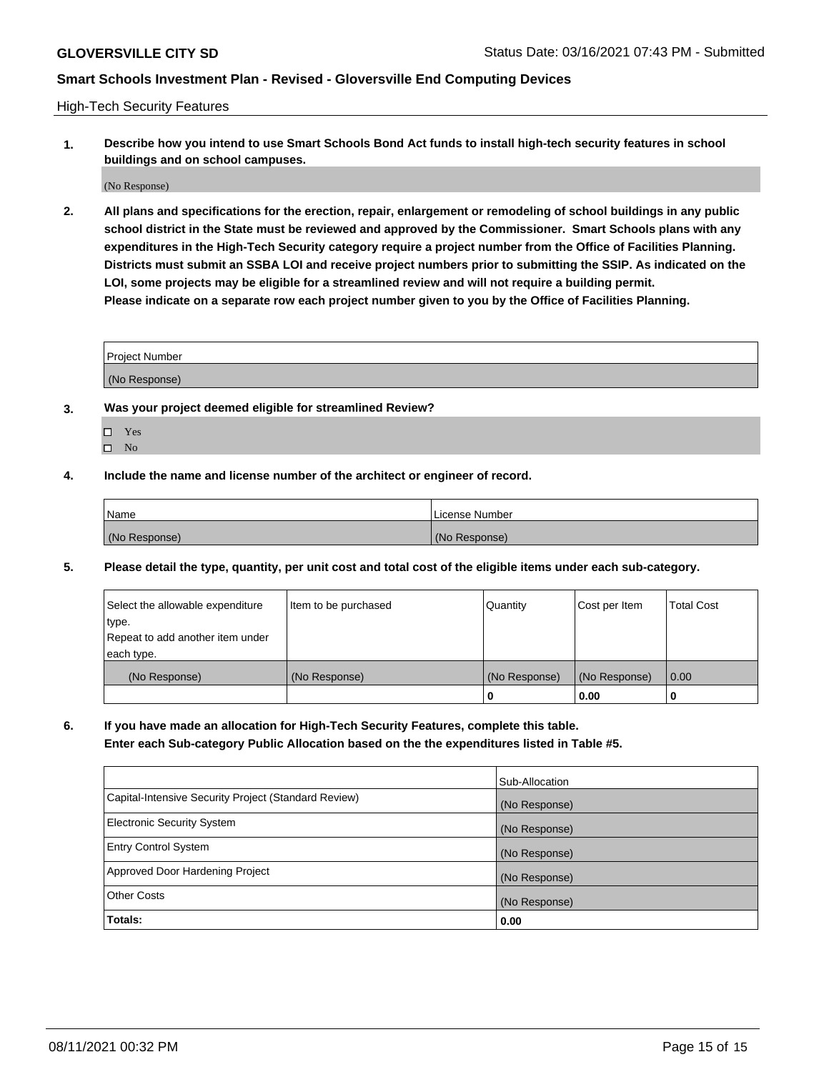High-Tech Security Features

**1. Describe how you intend to use Smart Schools Bond Act funds to install high-tech security features in school buildings and on school campuses.**

(No Response)

**2. All plans and specifications for the erection, repair, enlargement or remodeling of school buildings in any public school district in the State must be reviewed and approved by the Commissioner. Smart Schools plans with any expenditures in the High-Tech Security category require a project number from the Office of Facilities Planning. Districts must submit an SSBA LOI and receive project numbers prior to submitting the SSIP. As indicated on the LOI, some projects may be eligible for a streamlined review and will not require a building permit.**
**Please indicate on a separate row each project number given to you by the Office of Facilities Planning.**

| Project Number |
| --- |
| (No Response) |

**3. Was your project deemed eligible for streamlined Review?**

- ☐ Yes
- ☐ No

**4. Include the name and license number of the architect or engineer of record.**

| Name | License Number |
| --- | --- |
| (No Response) | (No Response) |

**5. Please detail the type, quantity, per unit cost and total cost of the eligible items under each sub-category.**

| Select the allowable expenditure type.<br>Repeat to add another item under each type. | Item to be purchased | Quantity | Cost per Item | Total Cost |
| --- | --- | --- | --- | --- |
| (No Response) | (No Response) | (No Response) | (No Response) | 0.00 |
| | | 0 | 0.00 | 0 |

**6. If you have made an allocation for High-Tech Security Features, complete this table.**
**Enter each Sub-category Public Allocation based on the the expenditures listed in Table #5.**

| | Sub-Allocation |
| --- | --- |
| Capital-Intensive Security Project (Standard Review) | (No Response) |
| Electronic Security System | (No Response) |
| Entry Control System | (No Response) |
| Approved Door Hardening Project | (No Response) |
| Other Costs | (No Response) |
| **Totals:** | **0.00** |